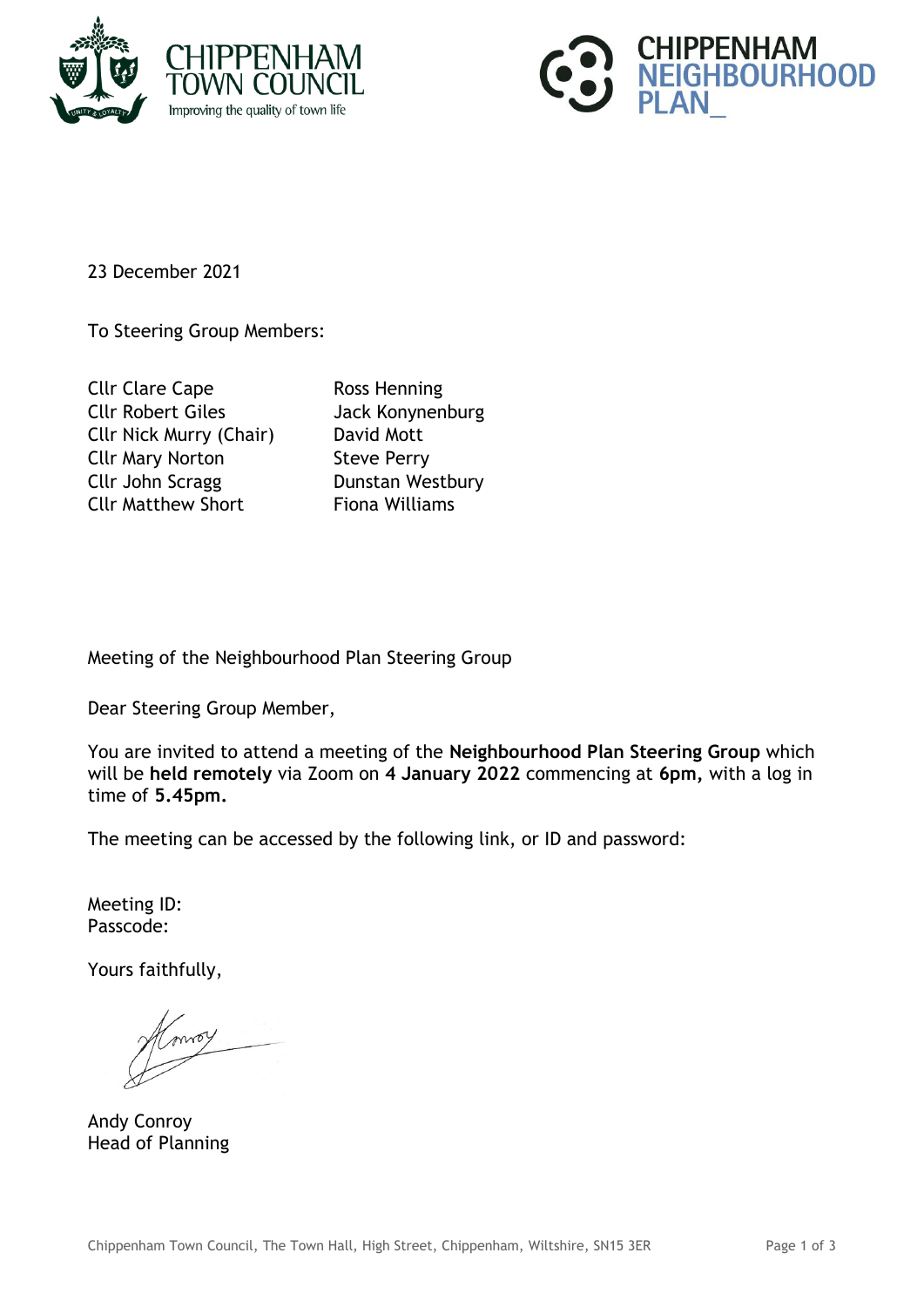CHIPPENHAM TOWN COUNCIL
Improving the quality of town life

CHIPPENHAM NEIGHBOURHOOD PLAN_

23 December 2021

To Steering Group Members:

| | |
|---|---|
| Cllr Clare Cape | Ross Henning |
| Cllr Robert Giles | Jack Konynenburg |
| Cllr Nick Murry (Chair) | David Mott |
| Cllr Mary Norton | Steve Perry |
| Cllr John Scragg | Dunstan Westbury |
| Cllr Matthew Short | Fiona Williams |

Meeting of the Neighbourhood Plan Steering Group

Dear Steering Group Member,

You are invited to attend a meeting of the **Neighbourhood Plan Steering Group** which will be **held remotely** via Zoom on **4 January 2022** commencing at **6pm**, with a log in time of **5.45pm.**

The meeting can be accessed by the following link, or ID and password:

Meeting ID:
Passcode:

Yours faithfully,

Andy Conroy
Head of Planning

Chippenham Town Council, The Town Hall, High Street, Chippenham, Wiltshire, SN15 3ER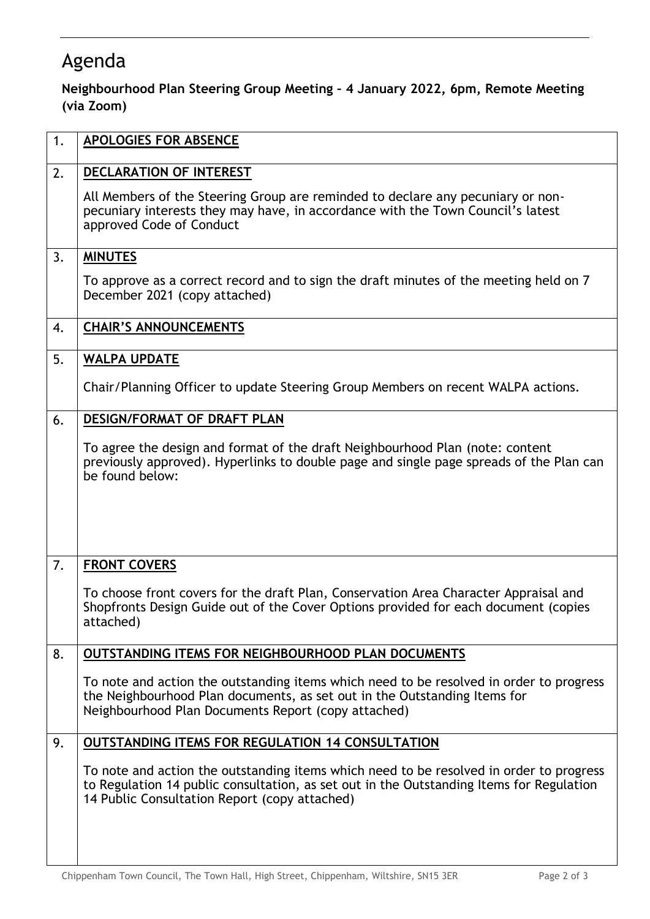# Agenda

**Neighbourhood Plan Steering Group Meeting – 4 January 2022, 6pm, Remote Meeting (via Zoom)**

| | |
|---|---|
| 1. | **APOLOGIES FOR ABSENCE** |
| 2. | **DECLARATION OF INTEREST**<br><br>All Members of the Steering Group are reminded to declare any pecuniary or non-pecuniary interests they may have, in accordance with the Town Council's latest approved Code of Conduct |
| 3. | **MINUTES**<br><br>To approve as a correct record and to sign the draft minutes of the meeting held on 7 December 2021 (copy attached) |
| 4. | **CHAIR'S ANNOUNCEMENTS** |
| 5. | **WALPA UPDATE**<br><br>Chair/Planning Officer to update Steering Group Members on recent WALPA actions. |
| 6. | **DESIGN/FORMAT OF DRAFT PLAN**<br><br>To agree the design and format of the draft Neighbourhood Plan (note: content previously approved). Hyperlinks to double page and single page spreads of the Plan can be found below: |
| 7. | **FRONT COVERS**<br><br>To choose front covers for the draft Plan, Conservation Area Character Appraisal and Shopfronts Design Guide out of the Cover Options provided for each document (copies attached) |
| 8. | **OUTSTANDING ITEMS FOR NEIGHBOURHOOD PLAN DOCUMENTS**<br><br>To note and action the outstanding items which need to be resolved in order to progress the Neighbourhood Plan documents, as set out in the Outstanding Items for Neighbourhood Plan Documents Report (copy attached) |
| 9. | **OUTSTANDING ITEMS FOR REGULATION 14 CONSULTATION**<br><br>To note and action the outstanding items which need to be resolved in order to progress to Regulation 14 public consultation, as set out in the Outstanding Items for Regulation 14 Public Consultation Report (copy attached) |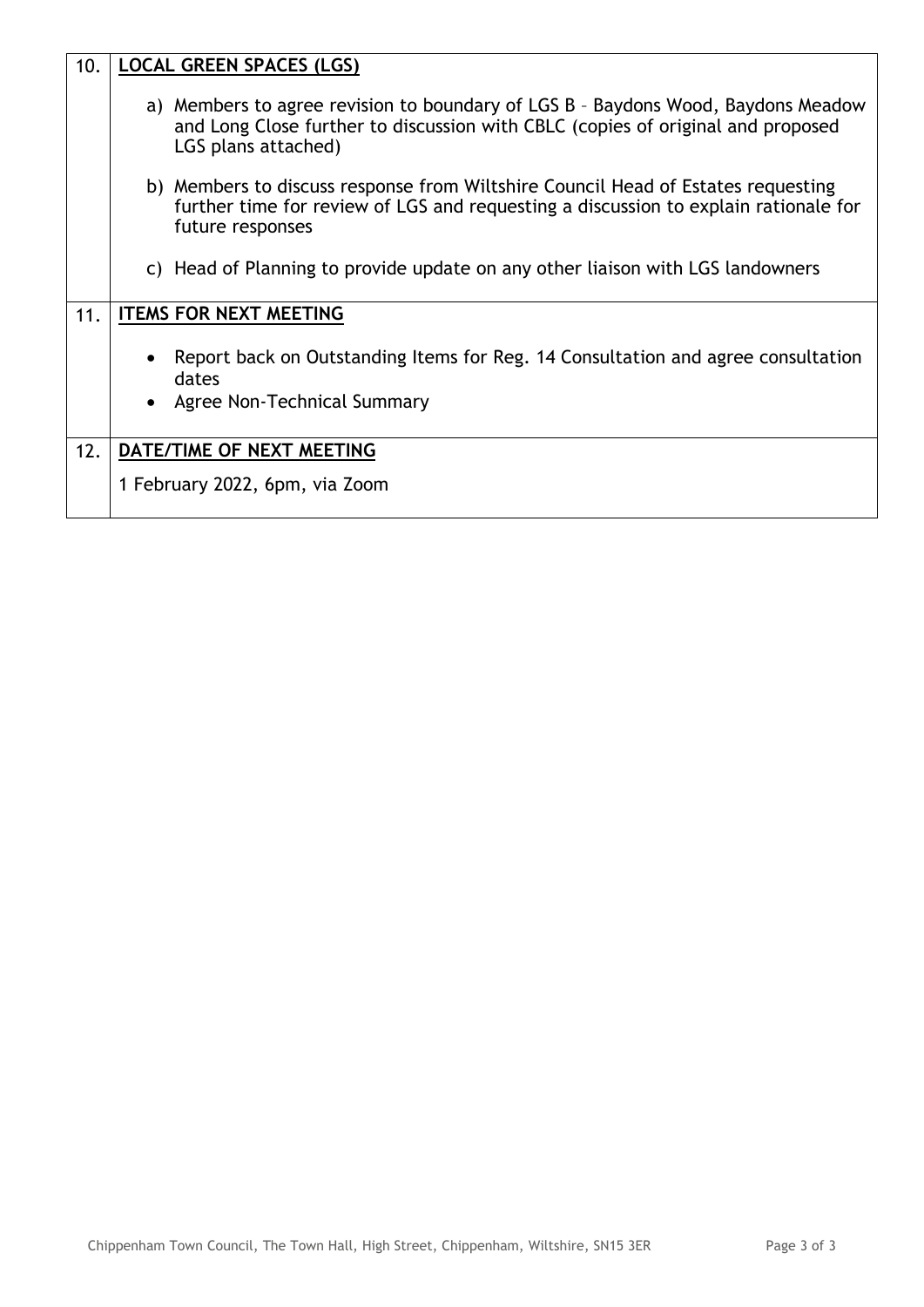| | |
|---|---|
| 10. | **LOCAL GREEN SPACES (LGS)**<br><br>a) Members to agree revision to boundary of LGS B – Baydons Wood, Baydons Meadow and Long Close further to discussion with CBLC (copies of original and proposed LGS plans attached)<br><br>b) Members to discuss response from Wiltshire Council Head of Estates requesting further time for review of LGS and requesting a discussion to explain rationale for future responses<br><br>c) Head of Planning to provide update on any other liaison with LGS landowners |
| 11. | **ITEMS FOR NEXT MEETING**<br><br>• Report back on Outstanding Items for Reg. 14 Consultation and agree consultation dates<br>• Agree Non-Technical Summary |
| 12. | **DATE/TIME OF NEXT MEETING**<br><br>1 February 2022, 6pm, via Zoom |

Chippenham Town Council, The Town Hall, High Street, Chippenham, Wiltshire, SN15 3ER